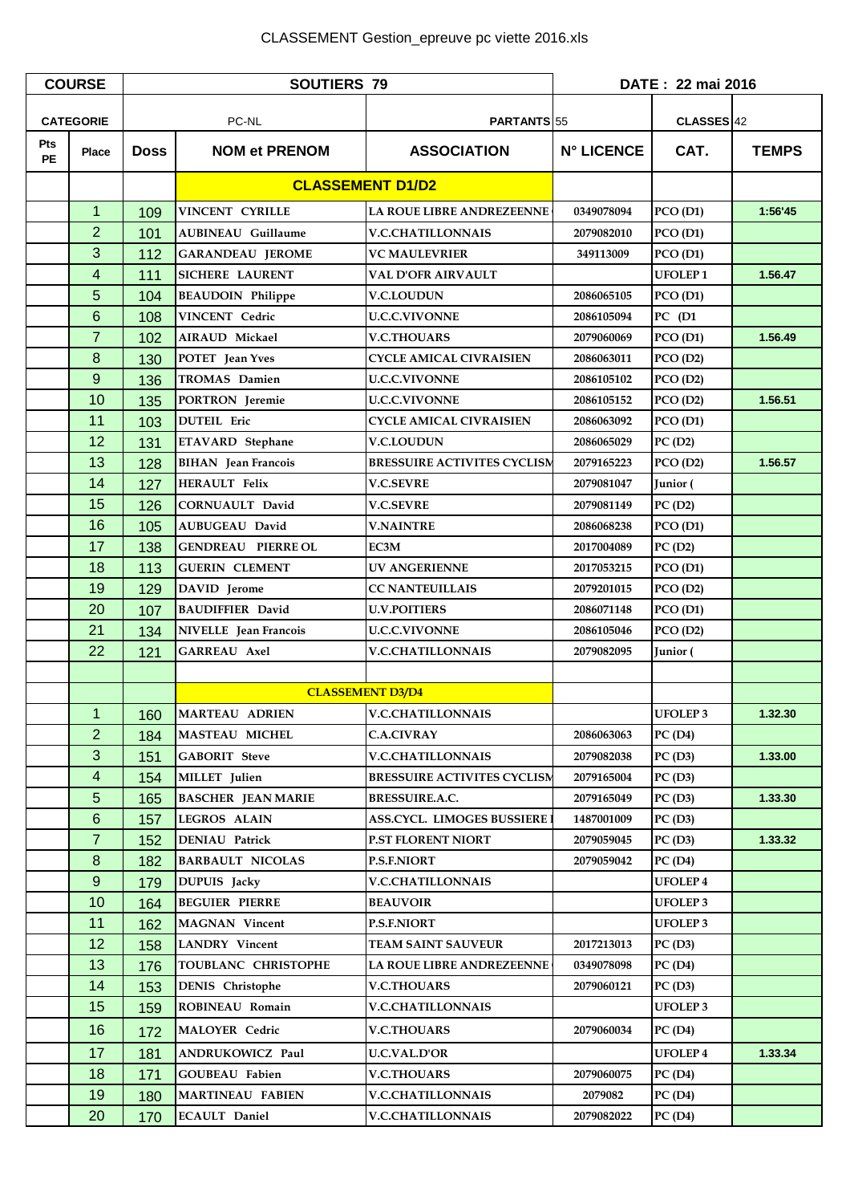CLASSEMENT Gestion_epreuve pc viette 2016.xls

| COURSE | | SOUTIERS 79 | | | DATE : 22 mai 2016 | | |
|---|---|---|---|---|---|---|---|
| CATEGORIE | | PC-NL | | PARTANTS 55 | | CLASSES 42 | |
| Pts PE | Place | Doss | NOM et PRENOM | ASSOCIATION | N° LICENCE | CAT. | TEMPS |
| | | | **CLASSEMENT D1/D2** | | | | |
| | 1 | 109 | VINCENT CYRILLE | LA ROUE LIBRE ANDREZEENNE | 0349078094 | PCO (D1) | 1:56'45 |
| | 2 | 101 | AUBINEAU Guillaume | V.C.CHATILLONNAIS | 2079082010 | PCO (D1) | |
| | 3 | 112 | GARANDEAU JEROME | VC MAULEVRIER | 349113009 | PCO (D1) | |
| | 4 | 111 | SICHERE LAURENT | VAL D'OFR AIRVAULT | | UFOLEP 1 | 1.56.47 |
| | 5 | 104 | BEAUDOIN Philippe | V.C.LOUDUN | 2086065105 | PCO (D1) | |
| | 6 | 108 | VINCENT Cedric | U.C.C.VIVONNE | 2086105094 | PC (D1 | |
| | 7 | 102 | AIRAUD Mickael | V.C.THOUARS | 2079060069 | PCO (D1) | 1.56.49 |
| | 8 | 130 | POTET Jean Yves | CYCLE AMICAL CIVRAISIEN | 2086063011 | PCO (D2) | |
| | 9 | 136 | TROMAS Damien | U.C.C.VIVONNE | 2086105102 | PCO (D2) | |
| | 10 | 135 | PORTRON Jeremie | U.C.C.VIVONNE | 2086105152 | PCO (D2) | 1.56.51 |
| | 11 | 103 | DUTEIL Eric | CYCLE AMICAL CIVRAISIEN | 2086063092 | PCO (D1) | |
| | 12 | 131 | ETAVARD Stephane | V.C.LOUDUN | 2086065029 | PC (D2) | |
| | 13 | 128 | BIHAN Jean Francois | BRESSUIRE ACTIVITES CYCLISM | 2079165223 | PCO (D2) | 1.56.57 |
| | 14 | 127 | HERAULT Felix | V.C.SEVRE | 2079081047 | Junior ( | |
| | 15 | 126 | CORNUAULT David | V.C.SEVRE | 2079081149 | PC (D2) | |
| | 16 | 105 | AUBUGEAU David | V.NAINTRE | 2086068238 | PCO (D1) | |
| | 17 | 138 | GENDREAU PIERRE OL | EC3M | 2017004089 | PC (D2) | |
| | 18 | 113 | GUERIN CLEMENT | UV ANGERIENNE | 2017053215 | PCO (D1) | |
| | 19 | 129 | DAVID Jerome | CC NANTEUILLAIS | 2079201015 | PCO (D2) | |
| | 20 | 107 | BAUDIFFIER David | U.V.POITIERS | 2086071148 | PCO (D1) | |
| | 21 | 134 | NIVELLE Jean Francois | U.C.C.VIVONNE | 2086105046 | PCO (D2) | |
| | 22 | 121 | GARREAU Axel | V.C.CHATILLONNAIS | 2079082095 | Junior ( | |
| | | | | | | | |
| | | | **CLASSEMENT D3/D4** | | | | |
| | 1 | 160 | MARTEAU ADRIEN | V.C.CHATILLONNAIS | | UFOLEP 3 | 1.32.30 |
| | 2 | 184 | MASTEAU MICHEL | C.A.CIVRAY | 2086063063 | PC (D4) | |
| | 3 | 151 | GABORIT Steve | V.C.CHATILLONNAIS | 2079082038 | PC (D3) | 1.33.00 |
| | 4 | 154 | MILLET Julien | BRESSUIRE ACTIVITES CYCLISM | 2079165004 | PC (D3) | |
| | 5 | 165 | BASCHER JEAN MARIE | BRESSUIRE.A.C. | 2079165049 | PC (D3) | 1.33.30 |
| | 6 | 157 | LEGROS ALAIN | ASS.CYCL. LIMOGES BUSSIERE | 1487001009 | PC (D3) | |
| | 7 | 152 | DENIAU Patrick | P.ST FLORENT NIORT | 2079059045 | PC (D3) | 1.33.32 |
| | 8 | 182 | BARBAULT NICOLAS | P.S.F.NIORT | 2079059042 | PC (D4) | |
| | 9 | 179 | DUPUIS Jacky | V.C.CHATILLONNAIS | | UFOLEP 4 | |
| | 10 | 164 | BEGUIER PIERRE | BEAUVOIR | | UFOLEP 3 | |
| | 11 | 162 | MAGNAN Vincent | P.S.F.NIORT | | UFOLEP 3 | |
| | 12 | 158 | LANDRY Vincent | TEAM SAINT SAUVEUR | 2017213013 | PC (D3) | |
| | 13 | 176 | TOUBLANC CHRISTOPHE | LA ROUE LIBRE ANDREZEENNE | 0349078098 | PC (D4) | |
| | 14 | 153 | DENIS Christophe | V.C.THOUARS | 2079060121 | PC (D3) | |
| | 15 | 159 | ROBINEAU Romain | V.C.CHATILLONNAIS | | UFOLEP 3 | |
| | 16 | 172 | MALOYER Cedric | V.C.THOUARS | 2079060034 | PC (D4) | |
| | 17 | 181 | ANDRUKOWICZ Paul | U.C.VAL.D'OR | | UFOLEP 4 | 1.33.34 |
| | 18 | 171 | GOUBEAU Fabien | V.C.THOUARS | 2079060075 | PC (D4) | |
| | 19 | 180 | MARTINEAU FABIEN | V.C.CHATILLONNAIS | 2079082 | PC (D4) | |
| | 20 | 170 | ECAULT Daniel | V.C.CHATILLONNAIS | 2079082022 | PC (D4) | |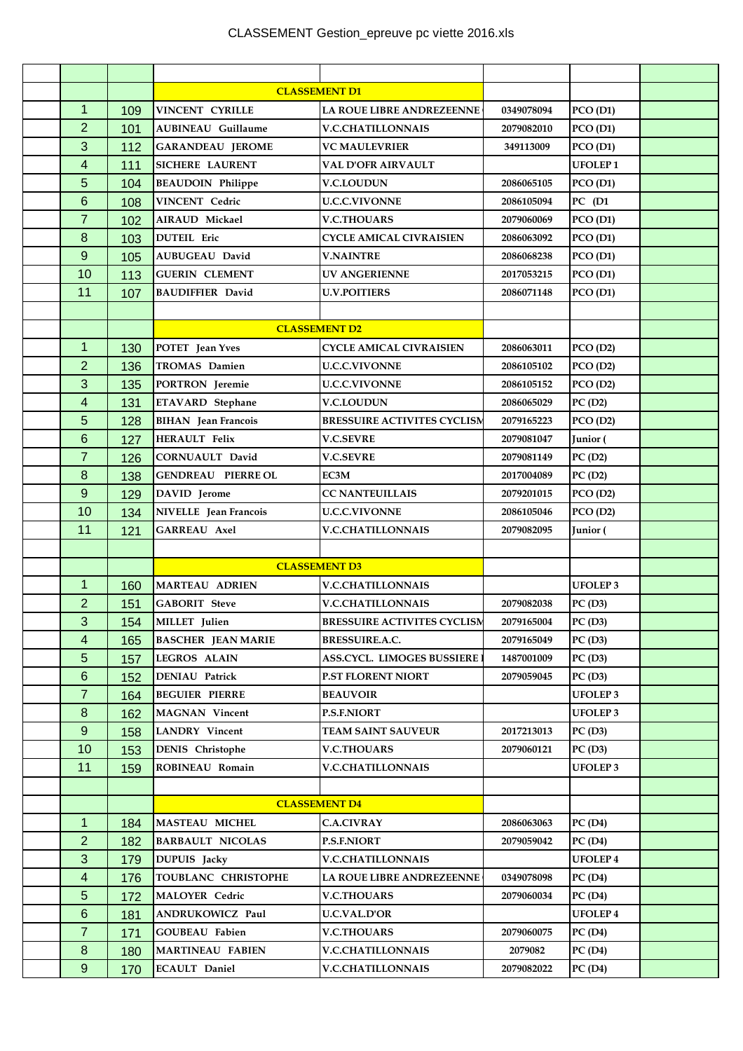# CLASSEMENT Gestion_epreuve pc viette 2016.xls

| | | | | | | | |
|---|---|---|---|---|---|---|---|
| | | | | | | | |
| | | | CLASSEMENT D1 | | | | |
| | 1 | 109 | VINCENT CYRILLE | LA ROUE LIBRE ANDREZEENNE | 0349078094 | PCO (D1) | |
| | 2 | 101 | AUBINEAU Guillaume | V.C.CHATILLONNAIS | 2079082010 | PCO (D1) | |
| | 3 | 112 | GARANDEAU JEROME | VC MAULEVRIER | 349113009 | PCO (D1) | |
| | 4 | 111 | SICHERE LAURENT | VAL D'OFR AIRVAULT | | UFOLEP 1 | |
| | 5 | 104 | BEAUDOIN Philippe | V.C.LOUDUN | 2086065105 | PCO (D1) | |
| | 6 | 108 | VINCENT Cedric | U.C.C.VIVONNE | 2086105094 | PC (D1 | |
| | 7 | 102 | AIRAUD Mickael | V.C.THOUARS | 2079060069 | PCO (D1) | |
| | 8 | 103 | DUTEIL Eric | CYCLE AMICAL CIVRAISIEN | 2086063092 | PCO (D1) | |
| | 9 | 105 | AUBUGEAU David | V.NAINTRE | 2086068238 | PCO (D1) | |
| | 10 | 113 | GUERIN CLEMENT | UV ANGERIENNE | 2017053215 | PCO (D1) | |
| | 11 | 107 | BAUDIFFIER David | U.V.POITIERS | 2086071148 | PCO (D1) | |
| | | | | | | | |
| | | | CLASSEMENT D2 | | | | |
| | 1 | 130 | POTET Jean Yves | CYCLE AMICAL CIVRAISIEN | 2086063011 | PCO (D2) | |
| | 2 | 136 | TROMAS Damien | U.C.C.VIVONNE | 2086105102 | PCO (D2) | |
| | 3 | 135 | PORTRON Jeremie | U.C.C.VIVONNE | 2086105152 | PCO (D2) | |
| | 4 | 131 | ETAVARD Stephane | V.C.LOUDUN | 2086065029 | PC (D2) | |
| | 5 | 128 | BIHAN Jean Francois | BRESSUIRE ACTIVITES CYCLISM | 2079165223 | PCO (D2) | |
| | 6 | 127 | HERAULT Felix | V.C.SEVRE | 2079081047 | Junior ( | |
| | 7 | 126 | CORNUAULT David | V.C.SEVRE | 2079081149 | PC (D2) | |
| | 8 | 138 | GENDREAU PIERRE OL | EC3M | 2017004089 | PC (D2) | |
| | 9 | 129 | DAVID Jerome | CC NANTEUILLAIS | 2079201015 | PCO (D2) | |
| | 10 | 134 | NIVELLE Jean Francois | U.C.C.VIVONNE | 2086105046 | PCO (D2) | |
| | 11 | 121 | GARREAU Axel | V.C.CHATILLONNAIS | 2079082095 | Junior ( | |
| | | | | | | | |
| | | | CLASSEMENT D3 | | | | |
| | 1 | 160 | MARTEAU ADRIEN | V.C.CHATILLONNAIS | | UFOLEP 3 | |
| | 2 | 151 | GABORIT Steve | V.C.CHATILLONNAIS | 2079082038 | PC (D3) | |
| | 3 | 154 | MILLET Julien | BRESSUIRE ACTIVITES CYCLISM | 2079165004 | PC (D3) | |
| | 4 | 165 | BASCHER JEAN MARIE | BRESSUIRE.A.C. | 2079165049 | PC (D3) | |
| | 5 | 157 | LEGROS ALAIN | ASS.CYCL. LIMOGES BUSSIERE | 1487001009 | PC (D3) | |
| | 6 | 152 | DENIAU Patrick | P.ST FLORENT NIORT | 2079059045 | PC (D3) | |
| | 7 | 164 | BEGUIER PIERRE | BEAUVOIR | | UFOLEP 3 | |
| | 8 | 162 | MAGNAN Vincent | P.S.F.NIORT | | UFOLEP 3 | |
| | 9 | 158 | LANDRY Vincent | TEAM SAINT SAUVEUR | 2017213013 | PC (D3) | |
| | 10 | 153 | DENIS Christophe | V.C.THOUARS | 2079060121 | PC (D3) | |
| | 11 | 159 | ROBINEAU Romain | V.C.CHATILLONNAIS | | UFOLEP 3 | |
| | | | | | | | |
| | | | CLASSEMENT D4 | | | | |
| | 1 | 184 | MASTEAU MICHEL | C.A.CIVRAY | 2086063063 | PC (D4) | |
| | 2 | 182 | BARBAULT NICOLAS | P.S.F.NIORT | 2079059042 | PC (D4) | |
| | 3 | 179 | DUPUIS Jacky | V.C.CHATILLONNAIS | | UFOLEP 4 | |
| | 4 | 176 | TOUBLANC CHRISTOPHE | LA ROUE LIBRE ANDREZEENNE | 0349078098 | PC (D4) | |
| | 5 | 172 | MALOYER Cedric | V.C.THOUARS | 2079060034 | PC (D4) | |
| | 6 | 181 | ANDRUKOWICZ Paul | U.C.VAL.D'OR | | UFOLEP 4 | |
| | 7 | 171 | GOUBEAU Fabien | V.C.THOUARS | 2079060075 | PC (D4) | |
| | 8 | 180 | MARTINEAU FABIEN | V.C.CHATILLONNAIS | 2079082 | PC (D4) | |
| | 9 | 170 | ECAULT Daniel | V.C.CHATILLONNAIS | 2079082022 | PC (D4) | |